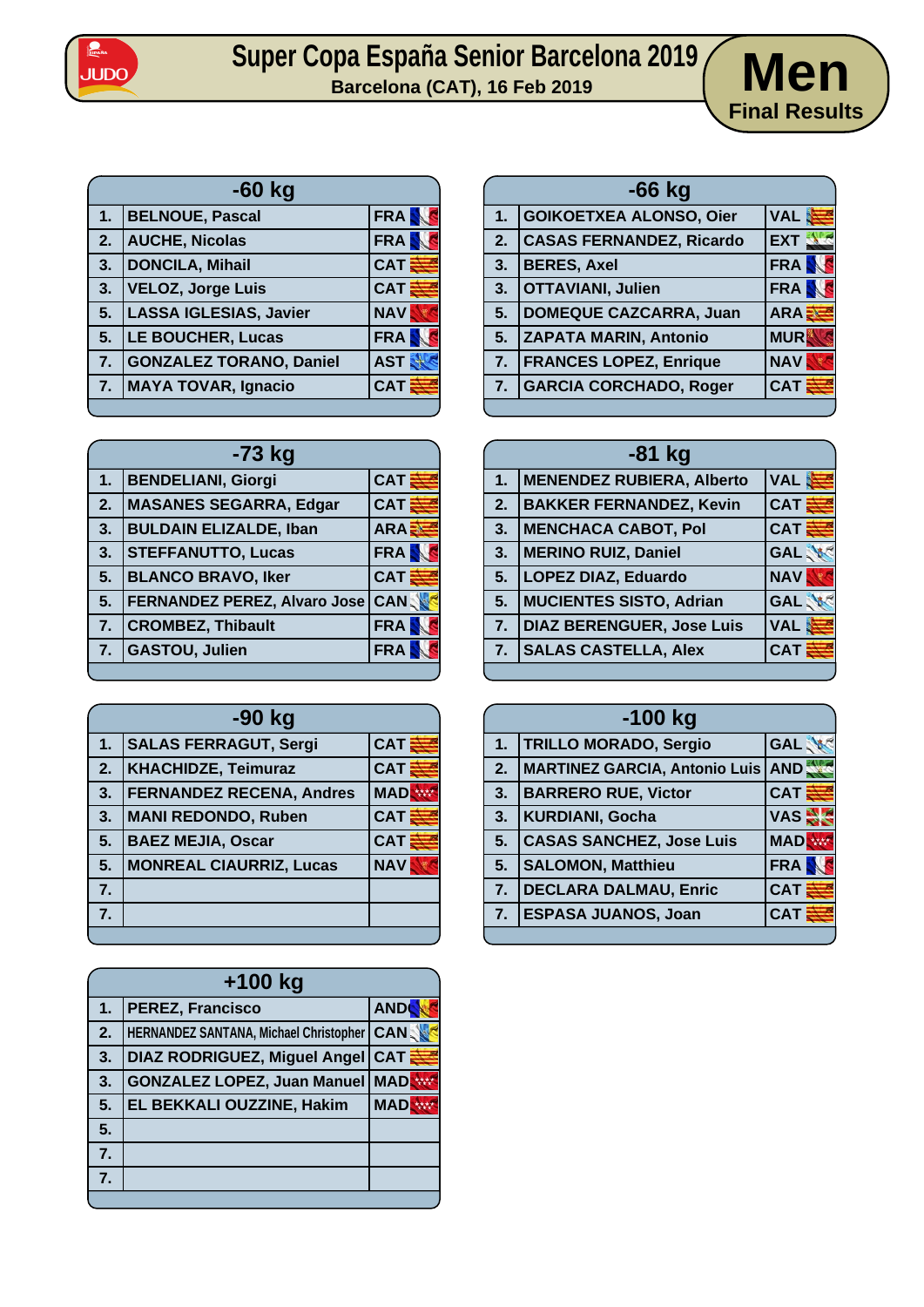# Super Copa España Senior Barcelona 2019

**Barcelona (CAT), 16 Feb 2019**

## Men

**Final Results**

### -60 kg

| | | |
|---|---|---|
| 1. | BELNOUE, Pascal | FRA |
| 2. | AUCHE, Nicolas | FRA |
| 3. | DONCILA, Mihail | CAT |
| 3. | VELOZ, Jorge Luis | CAT |
| 5. | LASSA IGLESIAS, Javier | NAV |
| 5. | LE BOUCHER, Lucas | FRA |
| 7. | GONZALEZ TORANO, Daniel | AST |
| 7. | MAYA TOVAR, Ignacio | CAT |

### -66 kg

| | | |
|---|---|---|
| 1. | GOIKOETXEA ALONSO, Oier | VAL |
| 2. | CASAS FERNANDEZ, Ricardo | EXT |
| 3. | BERES, Axel | FRA |
| 3. | OTTAVIANI, Julien | FRA |
| 5. | DOMEQUE CAZCARRA, Juan | ARA |
| 5. | ZAPATA MARIN, Antonio | MUR |
| 7. | FRANCES LOPEZ, Enrique | NAV |
| 7. | GARCIA CORCHADO, Roger | CAT |

### -73 kg

| | | |
|---|---|---|
| 1. | BENDELIANI, Giorgi | CAT |
| 2. | MASANES SEGARRA, Edgar | CAT |
| 3. | BULDAIN ELIZALDE, Iban | ARA |
| 3. | STEFFANUTTO, Lucas | FRA |
| 5. | BLANCO BRAVO, Iker | CAT |
| 5. | FERNANDEZ PEREZ, Alvaro Jose | CAN |
| 7. | CROMBEZ, Thibault | FRA |
| 7. | GASTOU, Julien | FRA |

### -81 kg

| | | |
|---|---|---|
| 1. | MENENDEZ RUBIERA, Alberto | VAL |
| 2. | BAKKER FERNANDEZ, Kevin | CAT |
| 3. | MENCHACA CABOT, Pol | CAT |
| 3. | MERINO RUIZ, Daniel | GAL |
| 5. | LOPEZ DIAZ, Eduardo | NAV |
| 5. | MUCIENTES SISTO, Adrian | GAL |
| 7. | DIAZ BERENGUER, Jose Luis | VAL |
| 7. | SALAS CASTELLA, Alex | CAT |

### -90 kg

| | | |
|---|---|---|
| 1. | SALAS FERRAGUT, Sergi | CAT |
| 2. | KHACHIDZE, Teimuraz | CAT |
| 3. | FERNANDEZ RECENA, Andres | MAD |
| 3. | MANI REDONDO, Ruben | CAT |
| 5. | BAEZ MEJIA, Oscar | CAT |
| 5. | MONREAL CIAURRIZ, Lucas | NAV |
| 7. | | |
| 7. | | |

### -100 kg

| | | |
|---|---|---|
| 1. | TRILLO MORADO, Sergio | GAL |
| 2. | MARTINEZ GARCIA, Antonio Luis | AND |
| 3. | BARRERO RUE, Victor | CAT |
| 3. | KURDIANI, Gocha | VAS |
| 5. | CASAS SANCHEZ, Jose Luis | MAD |
| 5. | SALOMON, Matthieu | FRA |
| 7. | DECLARA DALMAU, Enric | CAT |
| 7. | ESPASA JUANOS, Joan | CAT |

### +100 kg

| | | |
|---|---|---|
| 1. | PEREZ, Francisco | AND |
| 2. | HERNANDEZ SANTANA, Michael Christopher | CAN |
| 3. | DIAZ RODRIGUEZ, Miguel Angel | CAT |
| 3. | GONZALEZ LOPEZ, Juan Manuel | MAD |
| 5. | EL BEKKALI OUZZINE, Hakim | MAD |
| 5. | | |
| 7. | | |
| 7. | | |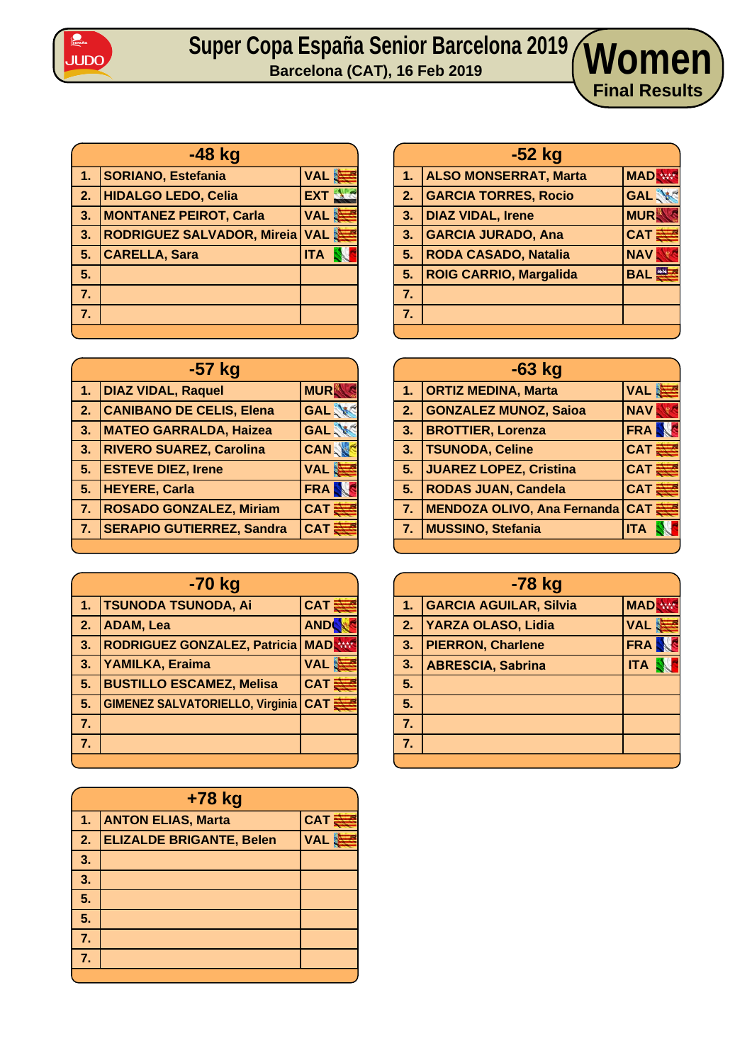# Super Copa España Senior Barcelona 2019

**Barcelona (CAT), 16 Feb 2019**

## Women
**Final Results**

### -48 kg

| | | |
|---|---|---|
| 1. | SORIANO, Estefania | VAL |
| 2. | HIDALGO LEDO, Celia | EXT |
| 3. | MONTANEZ PEIROT, Carla | VAL |
| 3. | RODRIGUEZ SALVADOR, Mireia | VAL |
| 5. | CARELLA, Sara | ITA |
| 5. | | |
| 7. | | |
| 7. | | |

### -52 kg

| | | |
|---|---|---|
| 1. | ALSO MONSERRAT, Marta | MAD |
| 2. | GARCIA TORRES, Rocio | GAL |
| 3. | DIAZ VIDAL, Irene | MUR |
| 3. | GARCIA JURADO, Ana | CAT |
| 5. | RODA CASADO, Natalia | NAV |
| 5. | ROIG CARRIO, Margalida | BAL |
| 7. | | |
| 7. | | |

### -57 kg

| | | |
|---|---|---|
| 1. | DIAZ VIDAL, Raquel | MUR |
| 2. | CANIBANO DE CELIS, Elena | GAL |
| 3. | MATEO GARRALDA, Haizea | GAL |
| 3. | RIVERO SUAREZ, Carolina | CAN |
| 5. | ESTEVE DIEZ, Irene | VAL |
| 5. | HEYERE, Carla | FRA |
| 7. | ROSADO GONZALEZ, Miriam | CAT |
| 7. | SERAPIO GUTIERREZ, Sandra | CAT |

### -63 kg

| | | |
|---|---|---|
| 1. | ORTIZ MEDINA, Marta | VAL |
| 2. | GONZALEZ MUNOZ, Saioa | NAV |
| 3. | BROTTIER, Lorenza | FRA |
| 3. | TSUNODA, Celine | CAT |
| 5. | JUAREZ LOPEZ, Cristina | CAT |
| 5. | RODAS JUAN, Candela | CAT |
| 7. | MENDOZA OLIVO, Ana Fernanda | CAT |
| 7. | MUSSINO, Stefania | ITA |

### -70 kg

| | | |
|---|---|---|
| 1. | TSUNODA TSUNODA, Ai | CAT |
| 2. | ADAM, Lea | AND |
| 3. | RODRIGUEZ GONZALEZ, Patricia | MAD |
| 3. | YAMILKA, Eraima | VAL |
| 5. | BUSTILLO ESCAMEZ, Melisa | CAT |
| 5. | GIMENEZ SALVATORIELLO, Virginia | CAT |
| 7. | | |
| 7. | | |

### -78 kg

| | | |
|---|---|---|
| 1. | GARCIA AGUILAR, Silvia | MAD |
| 2. | YARZA OLASO, Lidia | VAL |
| 3. | PIERRON, Charlene | FRA |
| 3. | ABRESCIA, Sabrina | ITA |
| 5. | | |
| 5. | | |
| 7. | | |
| 7. | | |

### +78 kg

| | | |
|---|---|---|
| 1. | ANTON ELIAS, Marta | CAT |
| 2. | ELIZALDE BRIGANTE, Belen | VAL |
| 3. | | |
| 3. | | |
| 5. | | |
| 5. | | |
| 7. | | |
| 7. | | |